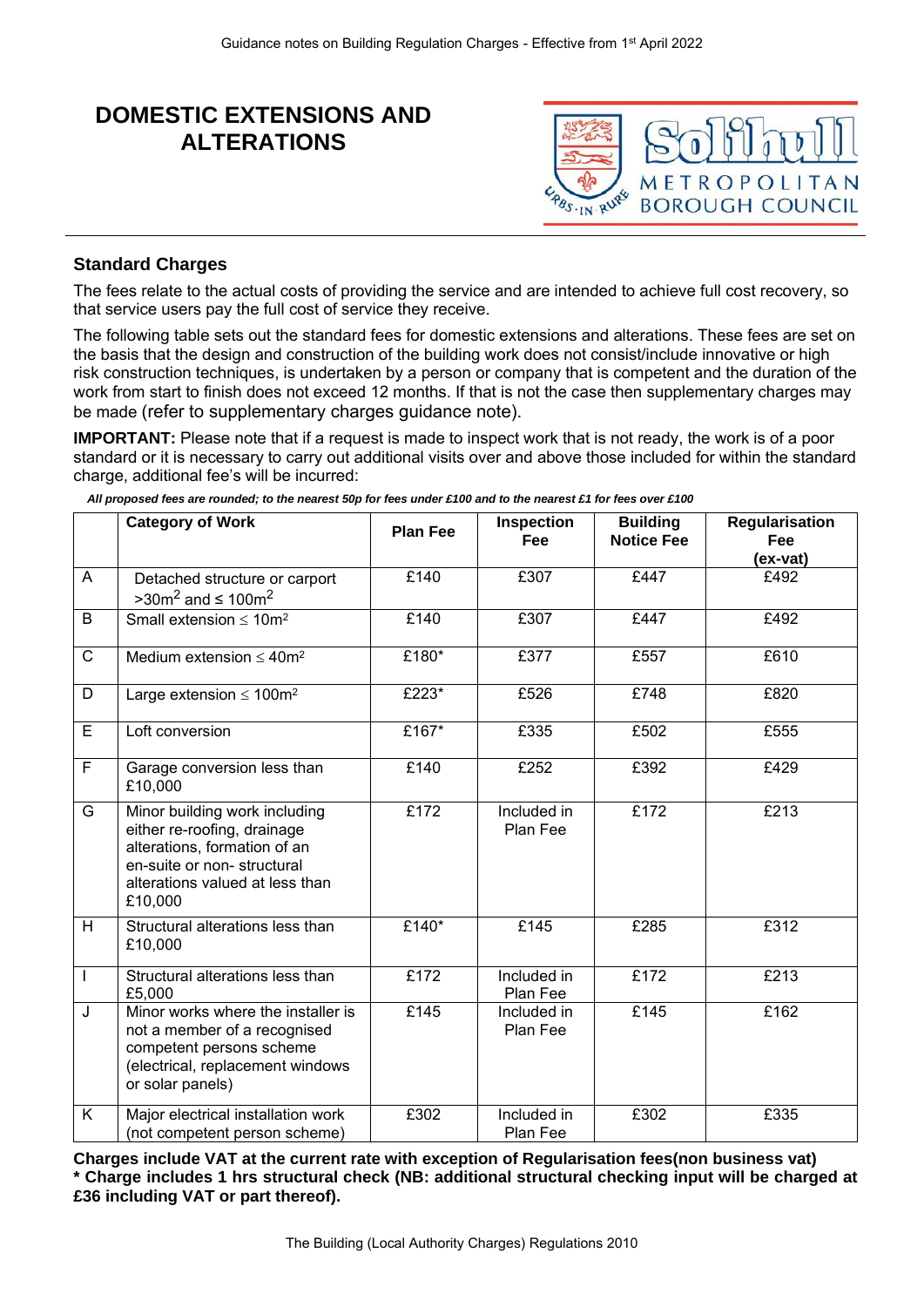# DOMESTIC EXTENSIONS AND ALTERATIONS

Solihull Metropolitan Borough Council

## Standard Charges

The fees relate to the actual costs of providing the service and are intended to achieve full cost recovery, so that service users pay the full cost of service they receive.

The following table sets out the standard fees for domestic extensions and alterations. These fees are set on the basis that the design and construction of the building work does not consist/include innovative or high risk construction techniques, is undertaken by a person or company that is competent and the duration of the work from start to finish does not exceed 12 months. If that is not the case then supplementary charges may be made (refer to supplementary charges guidance note).

**IMPORTANT:** Please note that if a request is made to inspect work that is not ready, the work is of a poor standard or it is necessary to carry out additional visits over and above those included for within the standard charge, additional fee's will be incurred:

***All proposed fees are rounded; to the nearest 50p for fees under £100 and to the nearest £1 for fees over £100***

| | Category of Work | Plan Fee | Inspection Fee | Building Notice Fee | Regularisation Fee (ex-vat) |
|---|---|---|---|---|---|
| A | Detached structure or carport $>30m^2$ and $\leq 100m^2$ | £140 | £307 | £447 | £492 |
| B | Small extension $\leq 10m^2$ | £140 | £307 | £447 | £492 |
| C | Medium extension $\leq 40m^2$ | £180* | £377 | £557 | £610 |
| D | Large extension $\leq 100m^2$ | £223* | £526 | £748 | £820 |
| E | Loft conversion | £167* | £335 | £502 | £555 |
| F | Garage conversion less than £10,000 | £140 | £252 | £392 | £429 |
| G | Minor building work including either re-roofing, drainage alterations, formation of an en-suite or non- structural alterations valued at less than £10,000 | £172 | Included in Plan Fee | £172 | £213 |
| H | Structural alterations less than £10,000 | £140* | £145 | £285 | £312 |
| I | Structural alterations less than £5,000 | £172 | Included in Plan Fee | £172 | £213 |
| J | Minor works where the installer is not a member of a recognised competent persons scheme (electrical, replacement windows or solar panels) | £145 | Included in Plan Fee | £145 | £162 |
| K | Major electrical installation work (not competent person scheme) | £302 | Included in Plan Fee | £302 | £335 |

**Charges include VAT at the current rate with exception of Regularisation fees(non business vat)**

**\* Charge includes 1 hrs structural check (NB: additional structural checking input will be charged at £36 including VAT or part thereof).**

The Building (Local Authority Charges) Regulations 2010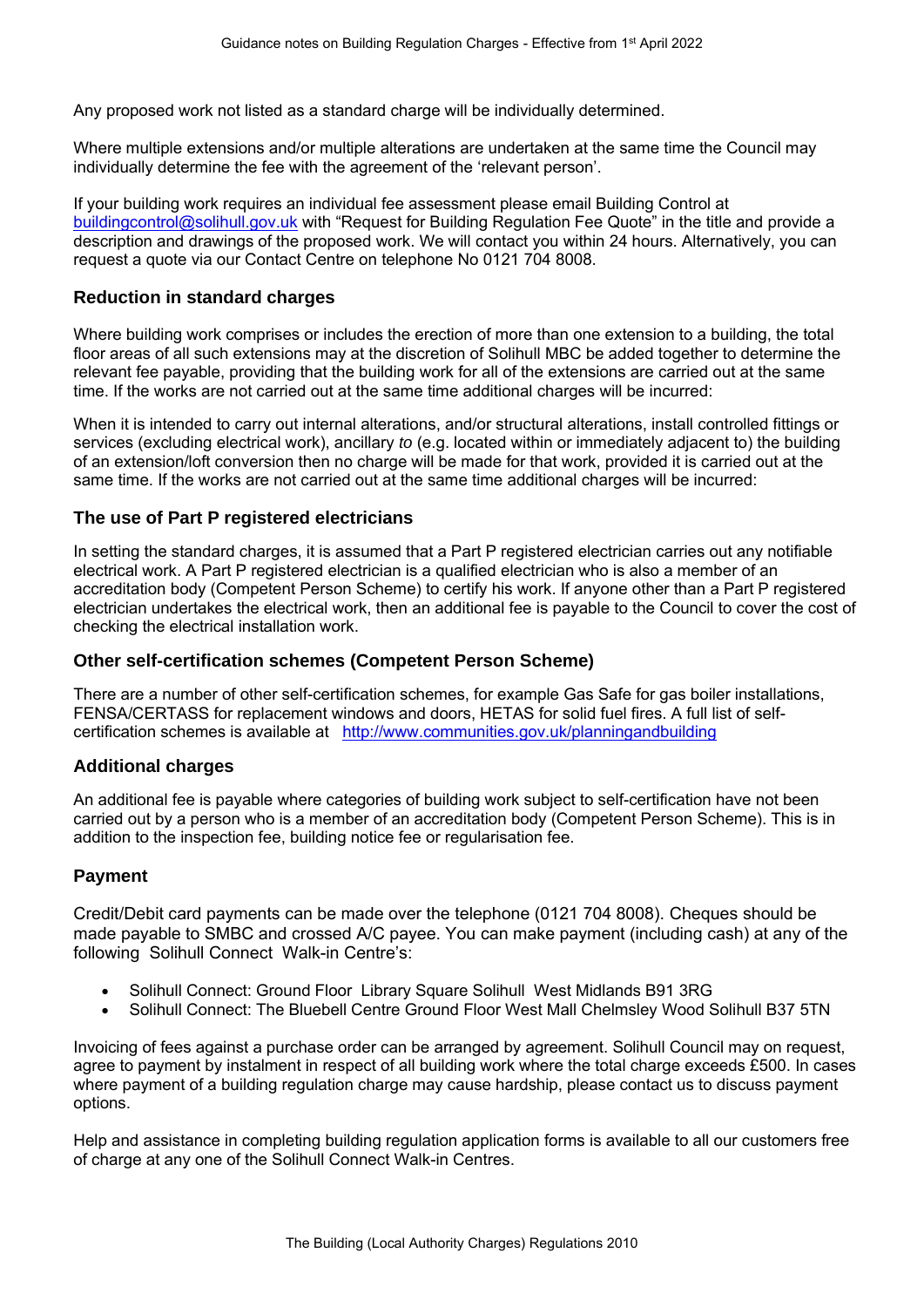Any proposed work not listed as a standard charge will be individually determined.

Where multiple extensions and/or multiple alterations are undertaken at the same time the Council may individually determine the fee with the agreement of the 'relevant person'.

If your building work requires an individual fee assessment please email Building Control at buildingcontrol@solihull.gov.uk with "Request for Building Regulation Fee Quote" in the title and provide a description and drawings of the proposed work. We will contact you within 24 hours. Alternatively, you can request a quote via our Contact Centre on telephone No 0121 704 8008.

## Reduction in standard charges

Where building work comprises or includes the erection of more than one extension to a building, the total floor areas of all such extensions may at the discretion of Solihull MBC be added together to determine the relevant fee payable, providing that the building work for all of the extensions are carried out at the same time. If the works are not carried out at the same time additional charges will be incurred:

When it is intended to carry out internal alterations, and/or structural alterations, install controlled fittings or services (excluding electrical work), ancillary *to* (e.g. located within or immediately adjacent to) the building of an extension/loft conversion then no charge will be made for that work, provided it is carried out at the same time. If the works are not carried out at the same time additional charges will be incurred:

## The use of Part P registered electricians

In setting the standard charges, it is assumed that a Part P registered electrician carries out any notifiable electrical work. A Part P registered electrician is a qualified electrician who is also a member of an accreditation body (Competent Person Scheme) to certify his work. If anyone other than a Part P registered electrician undertakes the electrical work, then an additional fee is payable to the Council to cover the cost of checking the electrical installation work.

## Other self-certification schemes (Competent Person Scheme)

There are a number of other self-certification schemes, for example Gas Safe for gas boiler installations, FENSA/CERTASS for replacement windows and doors, HETAS for solid fuel fires. A full list of self-certification schemes is available at http://www.communities.gov.uk/planningandbuilding

## Additional charges

An additional fee is payable where categories of building work subject to self-certification have not been carried out by a person who is a member of an accreditation body (Competent Person Scheme). This is in addition to the inspection fee, building notice fee or regularisation fee.

## Payment

Credit/Debit card payments can be made over the telephone (0121 704 8008). Cheques should be made payable to SMBC and crossed A/C payee. You can make payment (including cash) at any of the following Solihull Connect Walk-in Centre's:

- Solihull Connect: Ground Floor Library Square Solihull West Midlands B91 3RG
- Solihull Connect: The Bluebell Centre Ground Floor West Mall Chelmsley Wood Solihull B37 5TN

Invoicing of fees against a purchase order can be arranged by agreement. Solihull Council may on request, agree to payment by instalment in respect of all building work where the total charge exceeds £500. In cases where payment of a building regulation charge may cause hardship, please contact us to discuss payment options.

Help and assistance in completing building regulation application forms is available to all our customers free of charge at any one of the Solihull Connect Walk-in Centres.